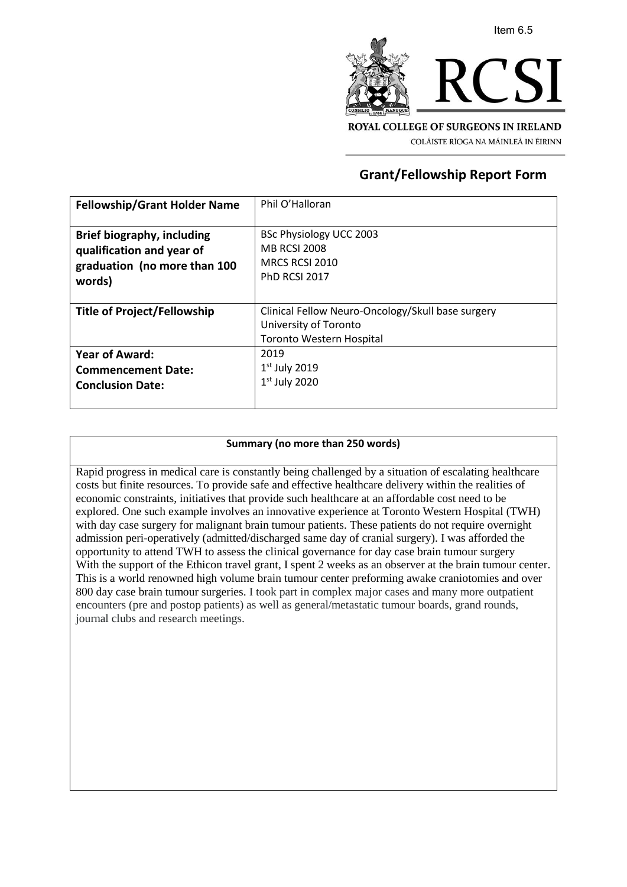Item 6.5

ROYAL COLLEGE OF SURGEONS IN IRELAND

COLÁISTE RÍOGA NA MÁINLEÁ IN ÉIRINN

## Grant/Fellowship Report Form

| **Fellowship/Grant Holder Name** | Phil O'Halloran |
|---|---|
| **Brief biography, including qualification and year of graduation (no more than 100 words)** | BSc Physiology UCC 2003<br>MB RCSI 2008<br>MRCS RCSI 2010<br>PhD RCSI 2017 |
| **Title of Project/Fellowship** | Clinical Fellow Neuro-Oncology/Skull base surgery<br>University of Toronto<br>Toronto Western Hospital |
| **Year of Award:**<br>**Commencement Date:**<br>**Conclusion Date:** | 2019<br>1st July 2019<br>1st July 2020 |

| **Summary (no more than 250 words)** |
|---|
| Rapid progress in medical care is constantly being challenged by a situation of escalating healthcare costs but finite resources. To provide safe and effective healthcare delivery within the realities of economic constraints, initiatives that provide such healthcare at an affordable cost need to be explored. One such example involves an innovative experience at Toronto Western Hospital (TWH) with day case surgery for malignant brain tumour patients. These patients do not require overnight admission peri-operatively (admitted/discharged same day of cranial surgery). I was afforded the opportunity to attend TWH to assess the clinical governance for day case brain tumour surgery With the support of the Ethicon travel grant, I spent 2 weeks as an observer at the brain tumour center. This is a world renowned high volume brain tumour center preforming awake craniotomies and over 800 day case brain tumour surgeries. I took part in complex major cases and many more outpatient encounters (pre and postop patients) as well as general/metastatic tumour boards, grand rounds, journal clubs and research meetings. |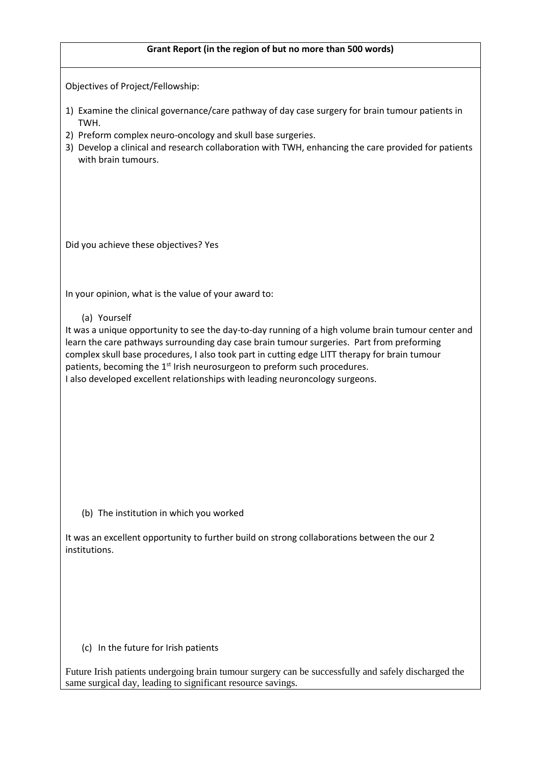**Grant Report (in the region of but no more than 500 words)**

Objectives of Project/Fellowship:

1) Examine the clinical governance/care pathway of day case surgery for brain tumour patients in TWH.
2) Preform complex neuro-oncology and skull base surgeries.
3) Develop a clinical and research collaboration with TWH, enhancing the care provided for patients with brain tumours.

Did you achieve these objectives? Yes

In your opinion, what is the value of your award to:

(a) Yourself

It was a unique opportunity to see the day-to-day running of a high volume brain tumour center and learn the care pathways surrounding day case brain tumour surgeries. Part from preforming complex skull base procedures, I also took part in cutting edge LITT therapy for brain tumour patients, becoming the 1st Irish neurosurgeon to preform such procedures.
I also developed excellent relationships with leading neuroncology surgeons.

(b) The institution in which you worked

It was an excellent opportunity to further build on strong collaborations between the our 2 institutions.

(c) In the future for Irish patients

Future Irish patients undergoing brain tumour surgery can be successfully and safely discharged the same surgical day, leading to significant resource savings.